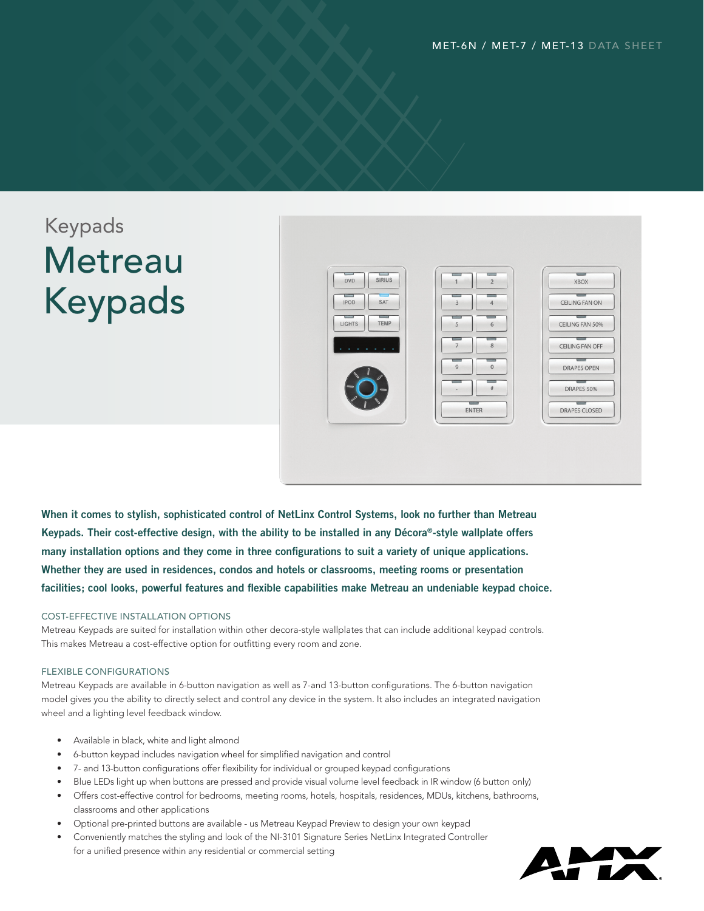MET-6N / MET-7 / MET-13 DATA SHEET

Keypads

# Metreau Keypads

**When it comes to stylish, sophisticated control of NetLinx Control Systems, look no further than Metreau Keypads. Their cost-effective design, with the ability to be installed in any Décora®-style wallplate offers many installation options and they come in three configurations to suit a variety of unique applications. Whether they are used in residences, condos and hotels or classrooms, meeting rooms or presentation facilities; cool looks, powerful features and flexible capabilities make Metreau an undeniable keypad choice.**

### COST-EFFECTIVE INSTALLATION OPTIONS

Metreau Keypads are suited for installation within other decora-style wallplates that can include additional keypad controls. This makes Metreau a cost-effective option for outfitting every room and zone.

### FLEXIBLE CONFIGURATIONS

Metreau Keypads are available in 6-button navigation as well as 7-and 13-button configurations. The 6-button navigation model gives you the ability to directly select and control any device in the system. It also includes an integrated navigation wheel and a lighting level feedback window.

- Available in black, white and light almond
- 6-button keypad includes navigation wheel for simplified navigation and control
- 7- and 13-button configurations offer flexibility for individual or grouped keypad configurations
- Blue LEDs light up when buttons are pressed and provide visual volume level feedback in IR window (6 button only)
- Offers cost-effective control for bedrooms, meeting rooms, hotels, hospitals, residences, MDUs, kitchens, bathrooms, classrooms and other applications
- Optional pre-printed buttons are available - us Metreau Keypad Preview to design your own keypad
- Conveniently matches the styling and look of the NI-3101 Signature Series NetLinx Integrated Controller for a unified presence within any residential or commercial setting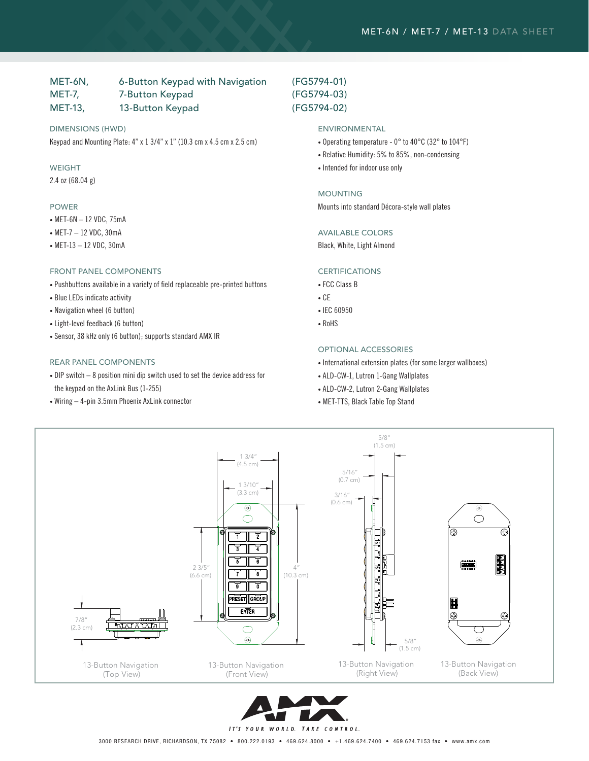| | | |
|---|---|---|
| MET-6N, | 6-Button Keypad with Navigation | (FG5794-01) |
| MET-7, | 7-Button Keypad | (FG5794-03) |
| MET-13, | 13-Button Keypad | (FG5794-02) |

### DIMENSIONS (HWD)

Keypad and Mounting Plate: 4" x 1 3/4" x 1" (10.3 cm x 4.5 cm x 2.5 cm)

### WEIGHT

2.4 oz (68.04 g)

### POWER

- MET-6N – 12 VDC, 75mA
- MET-7 – 12 VDC, 30mA
- MET-13 – 12 VDC, 30mA

### FRONT PANEL COMPONENTS

- Pushbuttons available in a variety of field replaceable pre-printed buttons
- Blue LEDs indicate activity
- Navigation wheel (6 button)
- Light-level feedback (6 button)
- Sensor, 38 kHz only (6 button); supports standard AMX IR

### REAR PANEL COMPONENTS

- DIP switch – 8 position mini dip switch used to set the device address for the keypad on the AxLink Bus (1-255)
- Wiring – 4-pin 3.5mm Phoenix AxLink connector

### ENVIRONMENTAL

- Operating temperature - 0° to 40°C (32° to 104°F)
- Relative Humidity: 5% to 85%, non-condensing
- Intended for indoor use only

### MOUNTING

Mounts into standard Décora-style wall plates

### AVAILABLE COLORS

Black, White, Light Almond

### CERTIFICATIONS

- FCC Class B
- CE
- IEC 60950
- RoHS

### OPTIONAL ACCESSORIES

- International extension plates (for some larger wallboxes)
- ALD-CW-1, Lutron 1-Gang Wallplates
- ALD-CW-2, Lutron 2-Gang Wallplates
- MET-TTS, Black Table Top Stand

7/8"
(2.3 cm)

13-Button Navigation
(Top View)

1 3/4"
(4.5 cm)

1 3/10"
(3.3 cm)

2 3/5"
(6.6 cm)

4"
(10.3 cm)

13-Button Navigation
(Front View)

5/8"
(1.5 cm)

5/16"
(0.7 cm)

3/16"
(0.6 cm)

5/8"
(1.5 cm)

13-Button Navigation
(Right View)

13-Button Navigation
(Back View)

IT'S YOUR WORLD. TAKE CONTROL.

3000 RESEARCH DRIVE, RICHARDSON, TX 75082 • 800.222.0193 • 469.624.8000 • +1.469.624.7400 • 469.624.7153 fax • www.amx.com